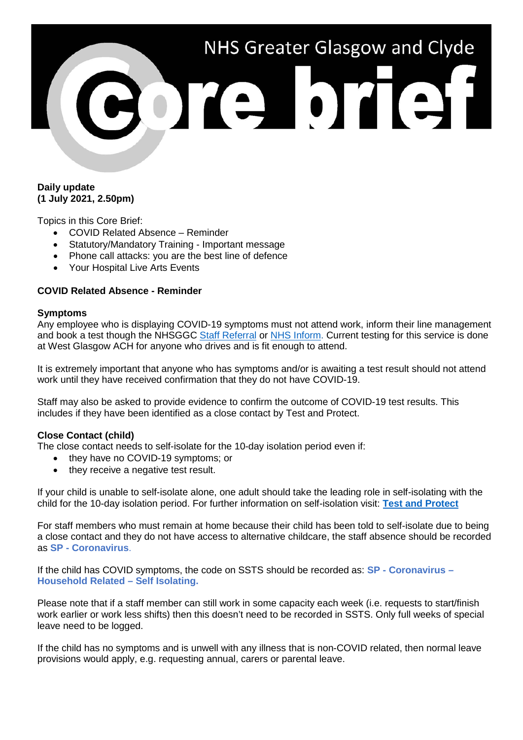# NHS Greater Glasgow and Clyde Core brief

**Daily update**
**(1 July 2021, 2.50pm)**

Topics in this Core Brief:

- COVID Related Absence – Reminder
- Statutory/Mandatory Training - Important message
- Phone call attacks: you are the best line of defence
- Your Hospital Live Arts Events

## COVID Related Absence - Reminder

### Symptoms

Any employee who is displaying COVID-19 symptoms must not attend work, inform their line management and book a test though the NHSGGC Staff Referral or NHS Inform. Current testing for this service is done at West Glasgow ACH for anyone who drives and is fit enough to attend.

It is extremely important that anyone who has symptoms and/or is awaiting a test result should not attend work until they have received confirmation that they do not have COVID-19.

Staff may also be asked to provide evidence to confirm the outcome of COVID-19 test results. This includes if they have been identified as a close contact by Test and Protect.

### Close Contact (child)

The close contact needs to self-isolate for the 10-day isolation period even if:

- they have no COVID-19 symptoms; or
- they receive a negative test result.

If your child is unable to self-isolate alone, one adult should take the leading role in self-isolating with the child for the 10-day isolation period. For further information on self-isolation visit: **Test and Protect**

For staff members who must remain at home because their child has been told to self-isolate due to being a close contact and they do not have access to alternative childcare, the staff absence should be recorded as **SP - Coronavirus**.

If the child has COVID symptoms, the code on SSTS should be recorded as: **SP - Coronavirus – Household Related – Self Isolating.**

Please note that if a staff member can still work in some capacity each week (i.e. requests to start/finish work earlier or work less shifts) then this doesn't need to be recorded in SSTS. Only full weeks of special leave need to be logged.

If the child has no symptoms and is unwell with any illness that is non-COVID related, then normal leave provisions would apply, e.g. requesting annual, carers or parental leave.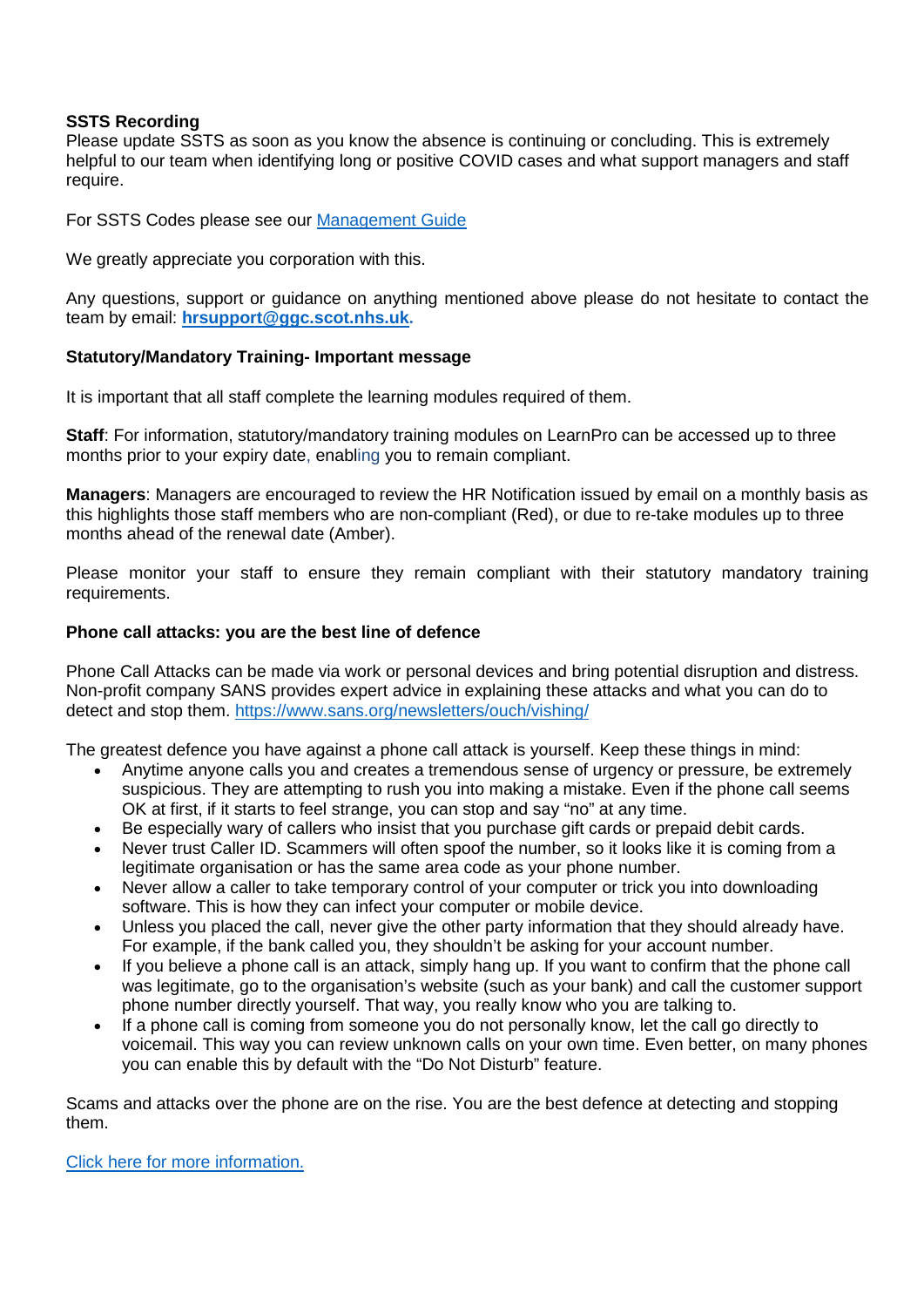**SSTS Recording**
Please update SSTS as soon as you know the absence is continuing or concluding. This is extremely helpful to our team when identifying long or positive COVID cases and what support managers and staff require.

For SSTS Codes please see our [Management Guide]()

We greatly appreciate you corporation with this.

Any questions, support or guidance on anything mentioned above please do not hesitate to contact the team by email: **hrsupport@ggc.scot.nhs.uk.**

**Statutory/Mandatory Training- Important message**

It is important that all staff complete the learning modules required of them.

**Staff**: For information, statutory/mandatory training modules on LearnPro can be accessed up to three months prior to your expiry date, enabling you to remain compliant.

**Managers**: Managers are encouraged to review the HR Notification issued by email on a monthly basis as this highlights those staff members who are non-compliant (Red), or due to re-take modules up to three months ahead of the renewal date (Amber).

Please monitor your staff to ensure they remain compliant with their statutory mandatory training requirements.

**Phone call attacks: you are the best line of defence**

Phone Call Attacks can be made via work or personal devices and bring potential disruption and distress. Non-profit company SANS provides expert advice in explaining these attacks and what you can do to detect and stop them. https://www.sans.org/newsletters/ouch/vishing/

The greatest defence you have against a phone call attack is yourself. Keep these things in mind:

- Anytime anyone calls you and creates a tremendous sense of urgency or pressure, be extremely suspicious. They are attempting to rush you into making a mistake. Even if the phone call seems OK at first, if it starts to feel strange, you can stop and say "no" at any time.
- Be especially wary of callers who insist that you purchase gift cards or prepaid debit cards.
- Never trust Caller ID. Scammers will often spoof the number, so it looks like it is coming from a legitimate organisation or has the same area code as your phone number.
- Never allow a caller to take temporary control of your computer or trick you into downloading software. This is how they can infect your computer or mobile device.
- Unless you placed the call, never give the other party information that they should already have. For example, if the bank called you, they shouldn't be asking for your account number.
- If you believe a phone call is an attack, simply hang up. If you want to confirm that the phone call was legitimate, go to the organisation's website (such as your bank) and call the customer support phone number directly yourself. That way, you really know who you are talking to.
- If a phone call is coming from someone you do not personally know, let the call go directly to voicemail. This way you can review unknown calls on your own time. Even better, on many phones you can enable this by default with the "Do Not Disturb" feature.

Scams and attacks over the phone are on the rise. You are the best defence at detecting and stopping them.

[Click here for more information.]()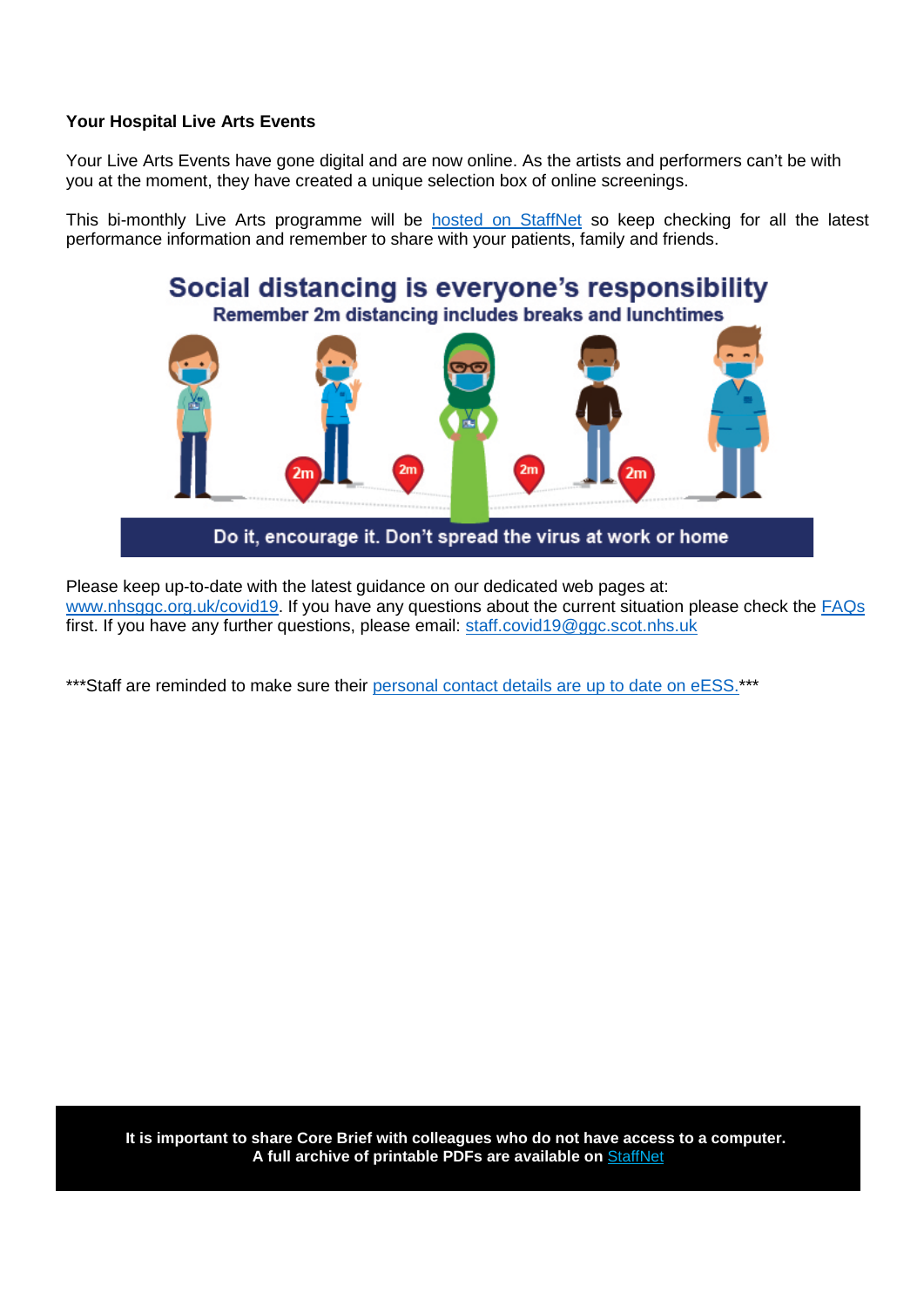**Your Hospital Live Arts Events**

Your Live Arts Events have gone digital and are now online. As the artists and performers can't be with you at the moment, they have created a unique selection box of online screenings.

This bi-monthly Live Arts programme will be hosted on StaffNet so keep checking for all the latest performance information and remember to share with your patients, family and friends.

Social distancing is everyone's responsibility

Remember 2m distancing includes breaks and lunchtimes

2m

2m

2m

2m

Do it, encourage it. Don't spread the virus at work or home

Please keep up-to-date with the latest guidance on our dedicated web pages at: www.nhsggc.org.uk/covid19. If you have any questions about the current situation please check the FAQs first. If you have any further questions, please email: staff.covid19@ggc.scot.nhs.uk

***Staff are reminded to make sure their personal contact details are up to date on eESS.***

**It is important to share Core Brief with colleagues who do not have access to a computer.**
**A full archive of printable PDFs are available on** StaffNet